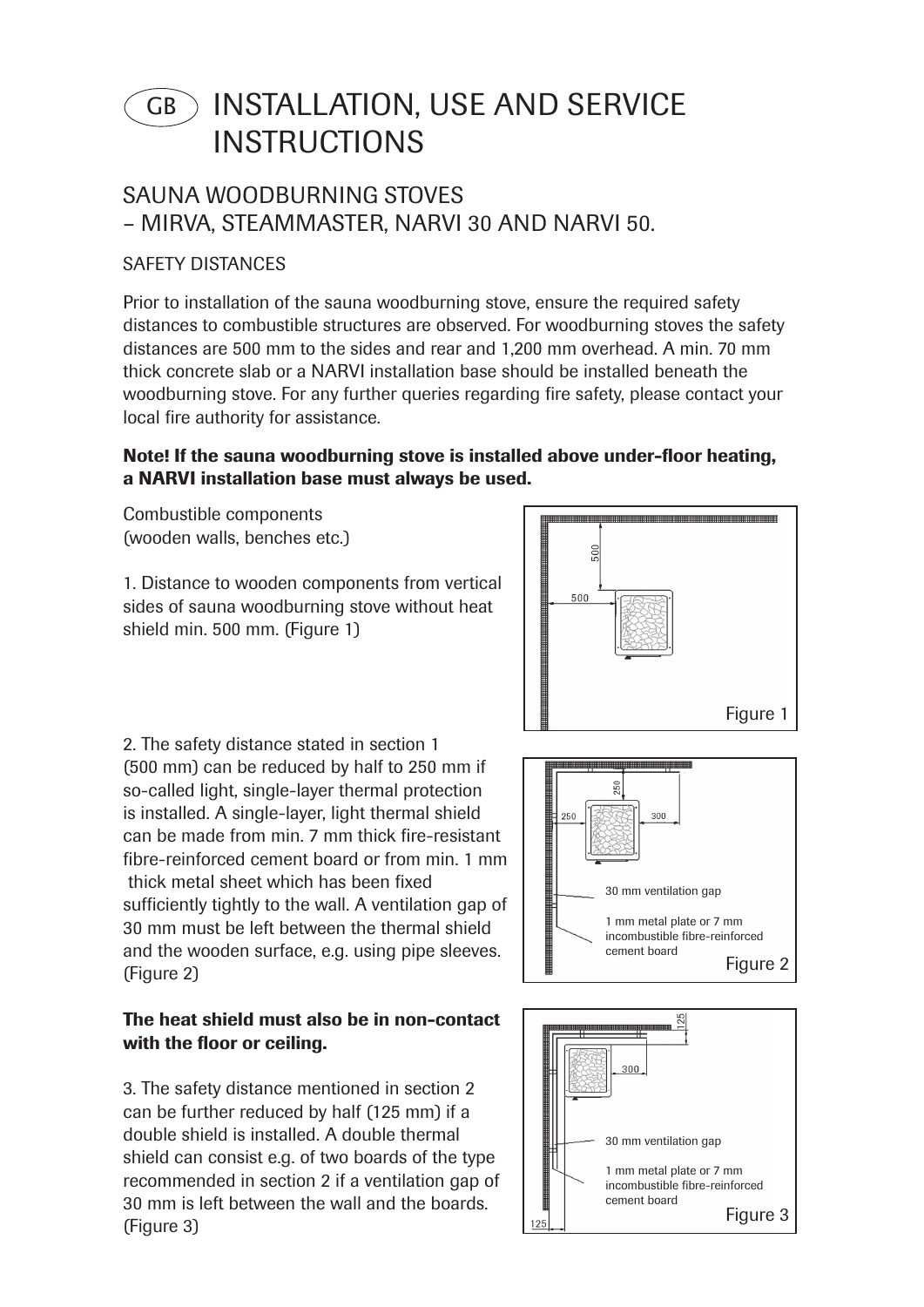# GB INSTALLATION, USE AND SERVICE INSTRUCTIONS

## SAUNA WOODBURNING STOVES – MIRVA, STEAMMASTER, NARVI 30 AND NARVI 50.

### SAFETY DISTANCES

Prior to installation of the sauna woodburning stove, ensure the required safety distances to combustible structures are observed. For woodburning stoves the safety distances are 500 mm to the sides and rear and 1,200 mm overhead. A min. 70 mm thick concrete slab or a NARVI installation base should be installed beneath the woodburning stove. For any further queries regarding fire safety, please contact your local fire authority for assistance.

**Note! If the sauna woodburning stove is installed above under-floor heating, a NARVI installation base must always be used.**

Combustible components (wooden walls, benches etc.)

1. Distance to wooden components from vertical sides of sauna woodburning stove without heat shield min. 500 mm. (Figure 1)

500

500

Figure 1

2. The safety distance stated in section 1 (500 mm) can be reduced by half to 250 mm if so-called light, single-layer thermal protection is installed. A single-layer, light thermal shield can be made from min. 7 mm thick fire-resistant fibre-reinforced cement board or from min. 1 mm thick metal sheet which has been fixed sufficiently tightly to the wall. A ventilation gap of 30 mm must be left between the thermal shield and the wooden surface, e.g. using pipe sleeves. (Figure 2)

250

250

300

30 mm ventilation gap

1 mm metal plate or 7 mm incombustible fibre-reinforced cement board

Figure 2

**The heat shield must also be in non-contact with the floor or ceiling.**

3. The safety distance mentioned in section 2 can be further reduced by half (125 mm) if a double shield is installed. A double thermal shield can consist e.g. of two boards of the type recommended in section 2 if a ventilation gap of 30 mm is left between the wall and the boards. (Figure 3)

125

300

30 mm ventilation gap

1 mm metal plate or 7 mm incombustible fibre-reinforced cement board

125

Figure 3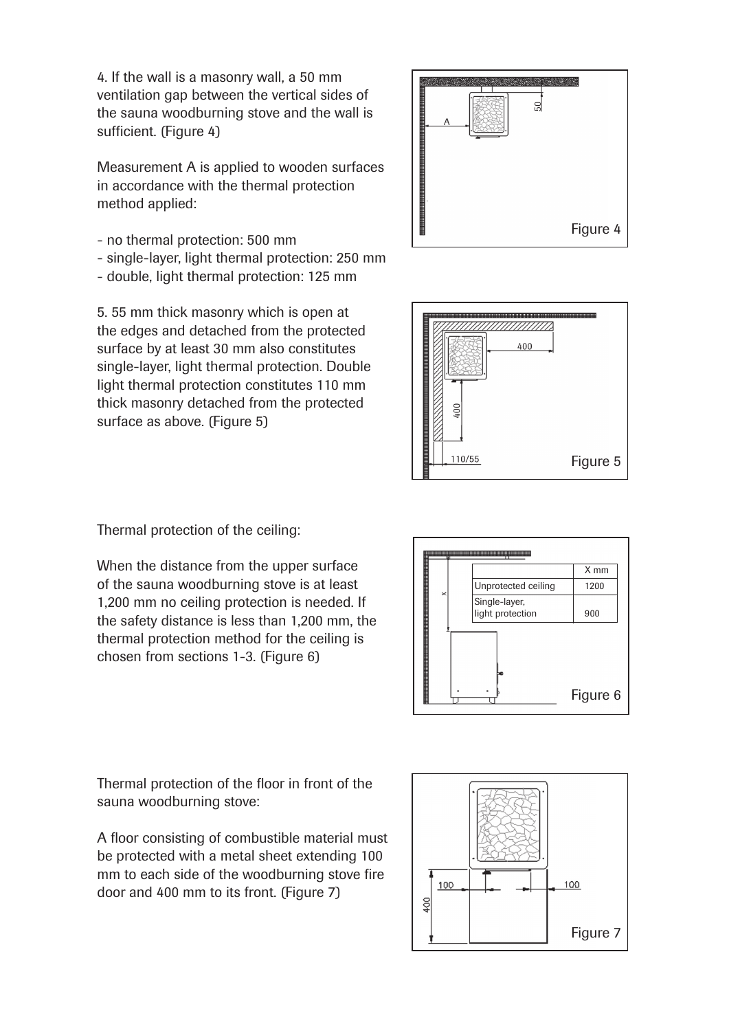4. If the wall is a masonry wall, a 50 mm ventilation gap between the vertical sides of the sauna woodburning stove and the wall is sufficient. (Figure 4)

Measurement A is applied to wooden surfaces in accordance with the thermal protection method applied:

- no thermal protection: 500 mm
- single-layer, light thermal protection: 250 mm
- double, light thermal protection: 125 mm

Figure 4

5. 55 mm thick masonry which is open at the edges and detached from the protected surface by at least 30 mm also constitutes single-layer, light thermal protection. Double light thermal protection constitutes 110 mm thick masonry detached from the protected surface as above. (Figure 5)

Figure 5

Thermal protection of the ceiling:

When the distance from the upper surface of the sauna woodburning stove is at least 1,200 mm no ceiling protection is needed. If the safety distance is less than 1,200 mm, the thermal protection method for the ceiling is chosen from sections 1-3. (Figure 6)

| | X mm |
|---|---|
| Unprotected ceiling | 1200 |
| Single-layer, light protection | 900 |

Figure 6

Thermal protection of the floor in front of the sauna woodburning stove:

A floor consisting of combustible material must be protected with a metal sheet extending 100 mm to each side of the woodburning stove fire door and 400 mm to its front. (Figure 7)

Figure 7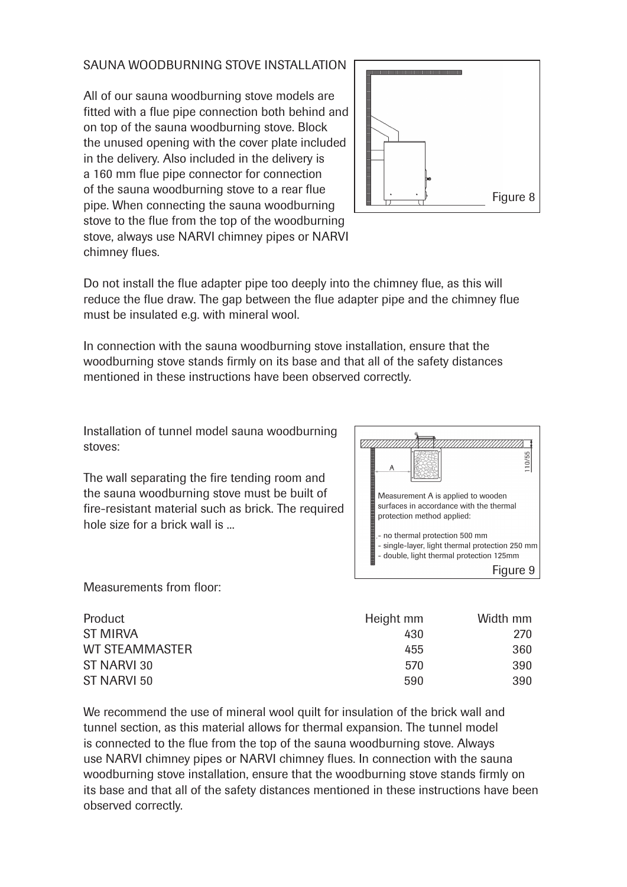## SAUNA WOODBURNING STOVE INSTALLATION

All of our sauna woodburning stove models are fitted with a flue pipe connection both behind and on top of the sauna woodburning stove. Block the unused opening with the cover plate included in the delivery. Also included in the delivery is a 160 mm flue pipe connector for connection of the sauna woodburning stove to a rear flue pipe. When connecting the sauna woodburning stove to the flue from the top of the woodburning stove, always use NARVI chimney pipes or NARVI chimney flues.

Figure 8

Do not install the flue adapter pipe too deeply into the chimney flue, as this will reduce the flue draw. The gap between the flue adapter pipe and the chimney flue must be insulated e.g. with mineral wool.

In connection with the sauna woodburning stove installation, ensure that the woodburning stove stands firmly on its base and that all of the safety distances mentioned in these instructions have been observed correctly.

Installation of tunnel model sauna woodburning stoves:

The wall separating the fire tending room and the sauna woodburning stove must be built of fire-resistant material such as brick. The required hole size for a brick wall is ...

A

110/55

Measurement A is applied to wooden surfaces in accordance with the thermal protection method applied:

- no thermal protection 500 mm
- single-layer, light thermal protection 250 mm
- double, light thermal protection 125mm

Figure 9

Measurements from floor:

| Product | Height mm | Width mm |
|---|---|---|
| ST MIRVA | 430 | 270 |
| WT STEAMMASTER | 455 | 360 |
| ST NARVI 30 | 570 | 390 |
| ST NARVI 50 | 590 | 390 |

We recommend the use of mineral wool quilt for insulation of the brick wall and tunnel section, as this material allows for thermal expansion. The tunnel model is connected to the flue from the top of the sauna woodburning stove. Always use NARVI chimney pipes or NARVI chimney flues. In connection with the sauna woodburning stove installation, ensure that the woodburning stove stands firmly on its base and that all of the safety distances mentioned in these instructions have been observed correctly.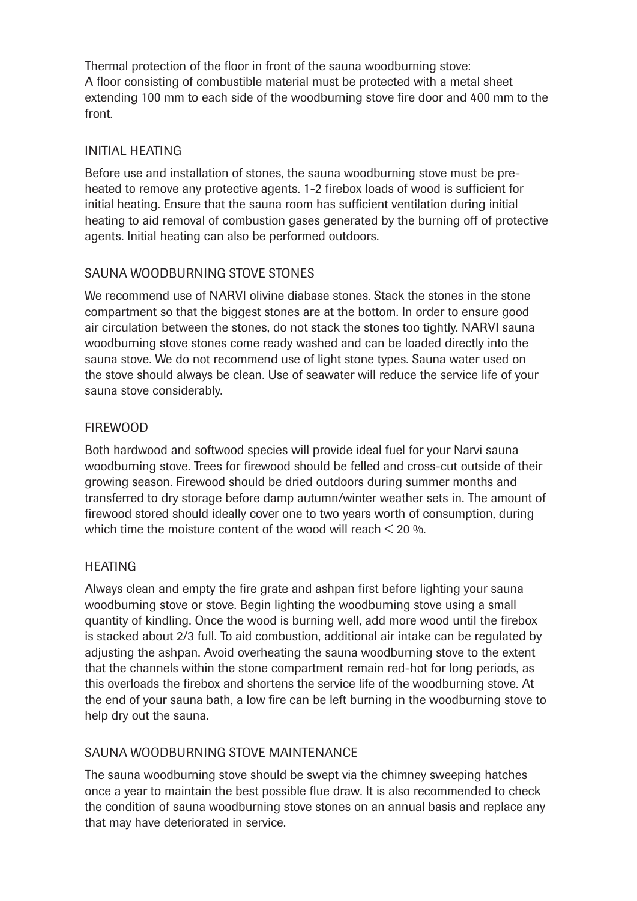Thermal protection of the floor in front of the sauna woodburning stove:
A floor consisting of combustible material must be protected with a metal sheet extending 100 mm to each side of the woodburning stove fire door and 400 mm to the front.

## INITIAL HEATING

Before use and installation of stones, the sauna woodburning stove must be pre-heated to remove any protective agents. 1-2 firebox loads of wood is sufficient for initial heating. Ensure that the sauna room has sufficient ventilation during initial heating to aid removal of combustion gases generated by the burning off of protective agents. Initial heating can also be performed outdoors.

## SAUNA WOODBURNING STOVE STONES

We recommend use of NARVI olivine diabase stones. Stack the stones in the stone compartment so that the biggest stones are at the bottom. In order to ensure good air circulation between the stones, do not stack the stones too tightly. NARVI sauna woodburning stove stones come ready washed and can be loaded directly into the sauna stove. We do not recommend use of light stone types. Sauna water used on the stove should always be clean. Use of seawater will reduce the service life of your sauna stove considerably.

## FIREWOOD

Both hardwood and softwood species will provide ideal fuel for your Narvi sauna woodburning stove. Trees for firewood should be felled and cross-cut outside of their growing season. Firewood should be dried outdoors during summer months and transferred to dry storage before damp autumn/winter weather sets in. The amount of firewood stored should ideally cover one to two years worth of consumption, during which time the moisture content of the wood will reach $< 20$ %.

## HEATING

Always clean and empty the fire grate and ashpan first before lighting your sauna woodburning stove or stove. Begin lighting the woodburning stove using a small quantity of kindling. Once the wood is burning well, add more wood until the firebox is stacked about 2/3 full. To aid combustion, additional air intake can be regulated by adjusting the ashpan. Avoid overheating the sauna woodburning stove to the extent that the channels within the stone compartment remain red-hot for long periods, as this overloads the firebox and shortens the service life of the woodburning stove. At the end of your sauna bath, a low fire can be left burning in the woodburning stove to help dry out the sauna.

## SAUNA WOODBURNING STOVE MAINTENANCE

The sauna woodburning stove should be swept via the chimney sweeping hatches once a year to maintain the best possible flue draw. It is also recommended to check the condition of sauna woodburning stove stones on an annual basis and replace any that may have deteriorated in service.